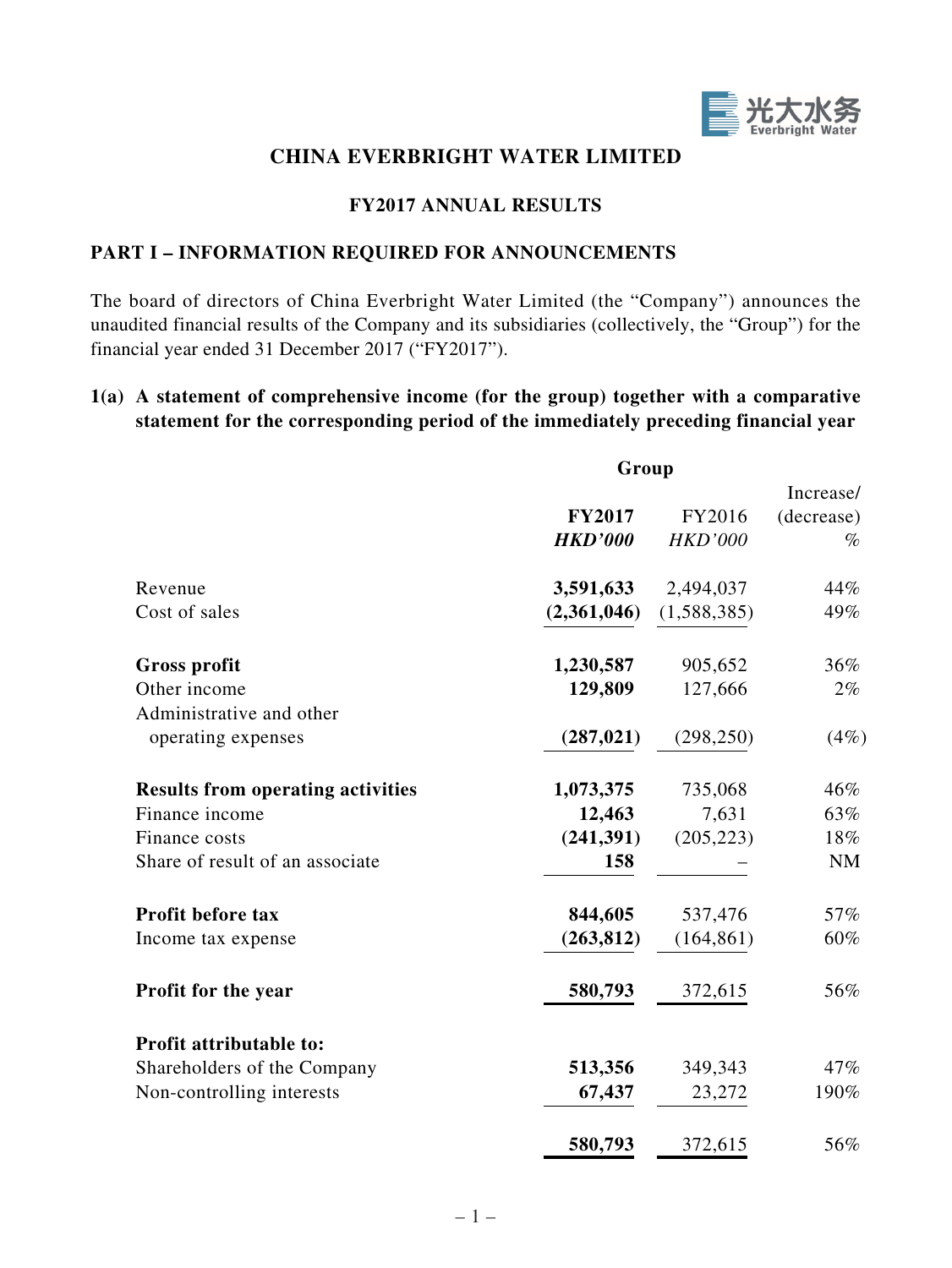# CHINA EVERBRIGHT WATER LIMITED

## FY2017 ANNUAL RESULTS

### PART I – INFORMATION REQUIRED FOR ANNOUNCEMENTS

The board of directors of China Everbright Water Limited (the "Company") announces the unaudited financial results of the Company and its subsidiaries (collectively, the "Group") for the financial year ended 31 December 2017 ("FY2017").

**1(a) A statement of comprehensive income (for the group) together with a comparative statement for the corresponding period of the immediately preceding financial year**

| | Group | | |
|---|---|---|---|
| | **FY2017** | FY2016 | Increase/ (decrease) |
| | ***HKD'000*** | *HKD'000* | *%* |
| Revenue | **3,591,633** | 2,494,037 | 44% |
| Cost of sales | **(2,361,046)** | (1,588,385) | 49% |
| **Gross profit** | **1,230,587** | 905,652 | 36% |
| Other income | **129,809** | 127,666 | 2% |
| Administrative and other operating expenses | **(287,021)** | (298,250) | (4%) |
| **Results from operating activities** | **1,073,375** | 735,068 | 46% |
| Finance income | **12,463** | 7,631 | 63% |
| Finance costs | **(241,391)** | (205,223) | 18% |
| Share of result of an associate | **158** | – | NM |
| **Profit before tax** | **844,605** | 537,476 | 57% |
| Income tax expense | **(263,812)** | (164,861) | 60% |
| **Profit for the year** | **580,793** | 372,615 | 56% |
| **Profit attributable to:** | | | |
| Shareholders of the Company | **513,356** | 349,343 | 47% |
| Non-controlling interests | **67,437** | 23,272 | 190% |
| | **580,793** | 372,615 | 56% |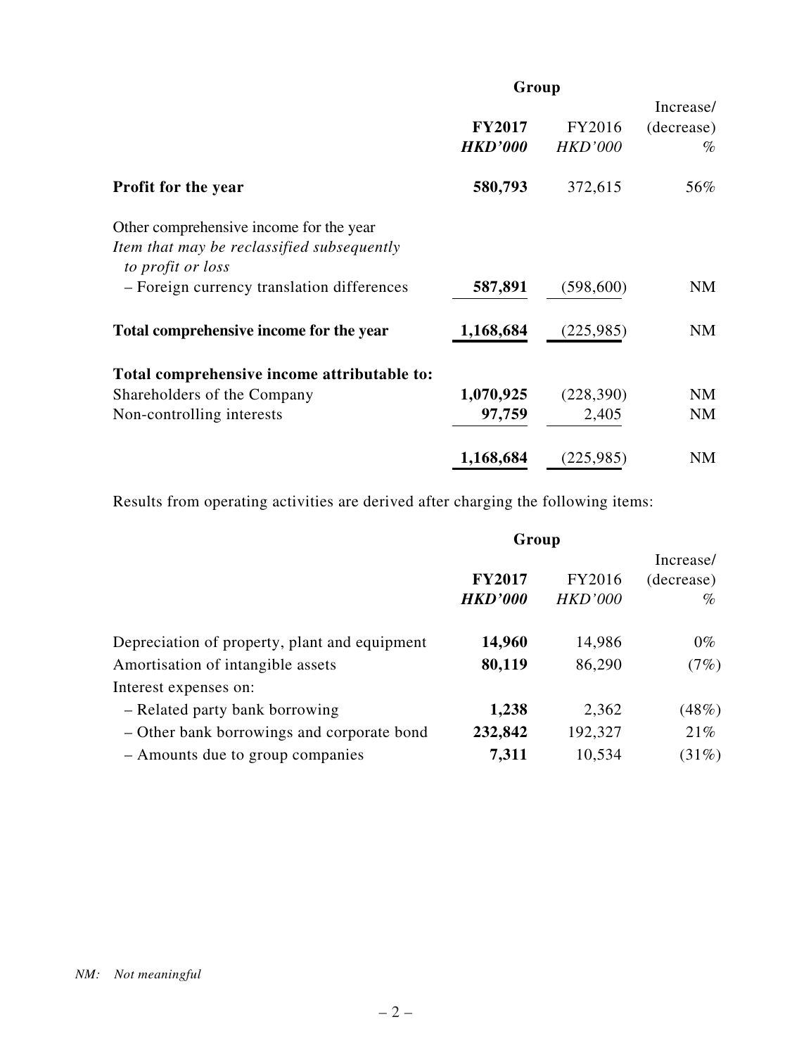| | Group | | |
|---|---|---|---|
| | **FY2017** | FY2016 | Increase/ (decrease) |
| | ***HKD'000*** | *HKD'000* | % |
| **Profit for the year** | **580,793** | 372,615 | 56% |
| Other comprehensive income for the year | | | |
| *Item that may be reclassified subsequently to profit or loss* | | | |
| – Foreign currency translation differences | **587,891** | (598,600) | NM |
| **Total comprehensive income for the year** | **1,168,684** | (225,985) | NM |
| **Total comprehensive income attributable to:** | | | |
| Shareholders of the Company | **1,070,925** | (228,390) | NM |
| Non-controlling interests | **97,759** | 2,405 | NM |
| | **1,168,684** | (225,985) | NM |

Results from operating activities are derived after charging the following items:

| | Group | | |
|---|---|---|---|
| | **FY2017** | FY2016 | Increase/ (decrease) |
| | ***HKD'000*** | *HKD'000* | % |
| Depreciation of property, plant and equipment | **14,960** | 14,986 | 0% |
| Amortisation of intangible assets | **80,119** | 86,290 | (7%) |
| Interest expenses on: | | | |
| – Related party bank borrowing | **1,238** | 2,362 | (48%) |
| – Other bank borrowings and corporate bond | **232,842** | 192,327 | 21% |
| – Amounts due to group companies | **7,311** | 10,534 | (31%) |

*NM: Not meaningful*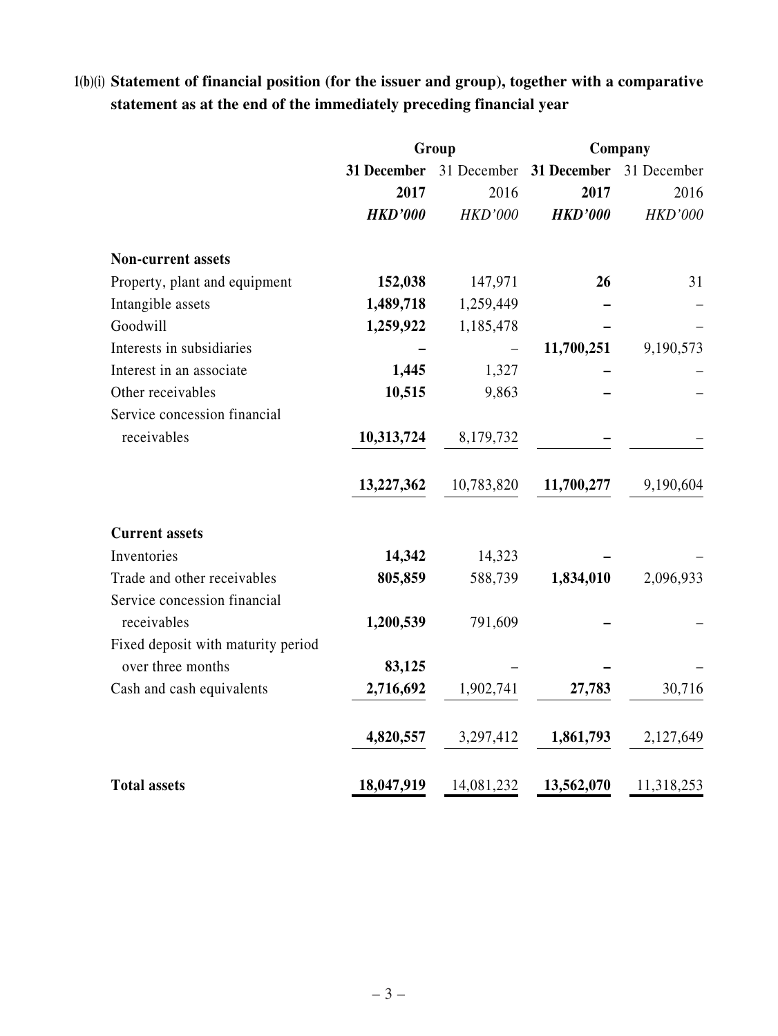**1(b)(i) Statement of financial position (for the issuer and group), together with a comparative statement as at the end of the immediately preceding financial year**

| | Group | | Company | |
|---|---|---|---|---|
| | **31 December 2017** | 31 December 2016 | **31 December 2017** | 31 December 2016 |
| | ***HKD'000*** | *HKD'000* | ***HKD'000*** | *HKD'000* |
| **Non-current assets** | | | | |
| Property, plant and equipment | **152,038** | 147,971 | **26** | 31 |
| Intangible assets | **1,489,718** | 1,259,449 | **–** | – |
| Goodwill | **1,259,922** | 1,185,478 | **–** | – |
| Interests in subsidiaries | **–** | – | **11,700,251** | 9,190,573 |
| Interest in an associate | **1,445** | 1,327 | **–** | – |
| Other receivables | **10,515** | 9,863 | **–** | – |
| Service concession financial receivables | **10,313,724** | 8,179,732 | **–** | – |
| | **13,227,362** | 10,783,820 | **11,700,277** | 9,190,604 |
| **Current assets** | | | | |
| Inventories | **14,342** | 14,323 | **–** | – |
| Trade and other receivables | **805,859** | 588,739 | **1,834,010** | 2,096,933 |
| Service concession financial receivables | **1,200,539** | 791,609 | **–** | – |
| Fixed deposit with maturity period over three months | **83,125** | – | **–** | – |
| Cash and cash equivalents | **2,716,692** | 1,902,741 | **27,783** | 30,716 |
| | **4,820,557** | 3,297,412 | **1,861,793** | 2,127,649 |
| **Total assets** | **18,047,919** | 14,081,232 | **13,562,070** | 11,318,253 |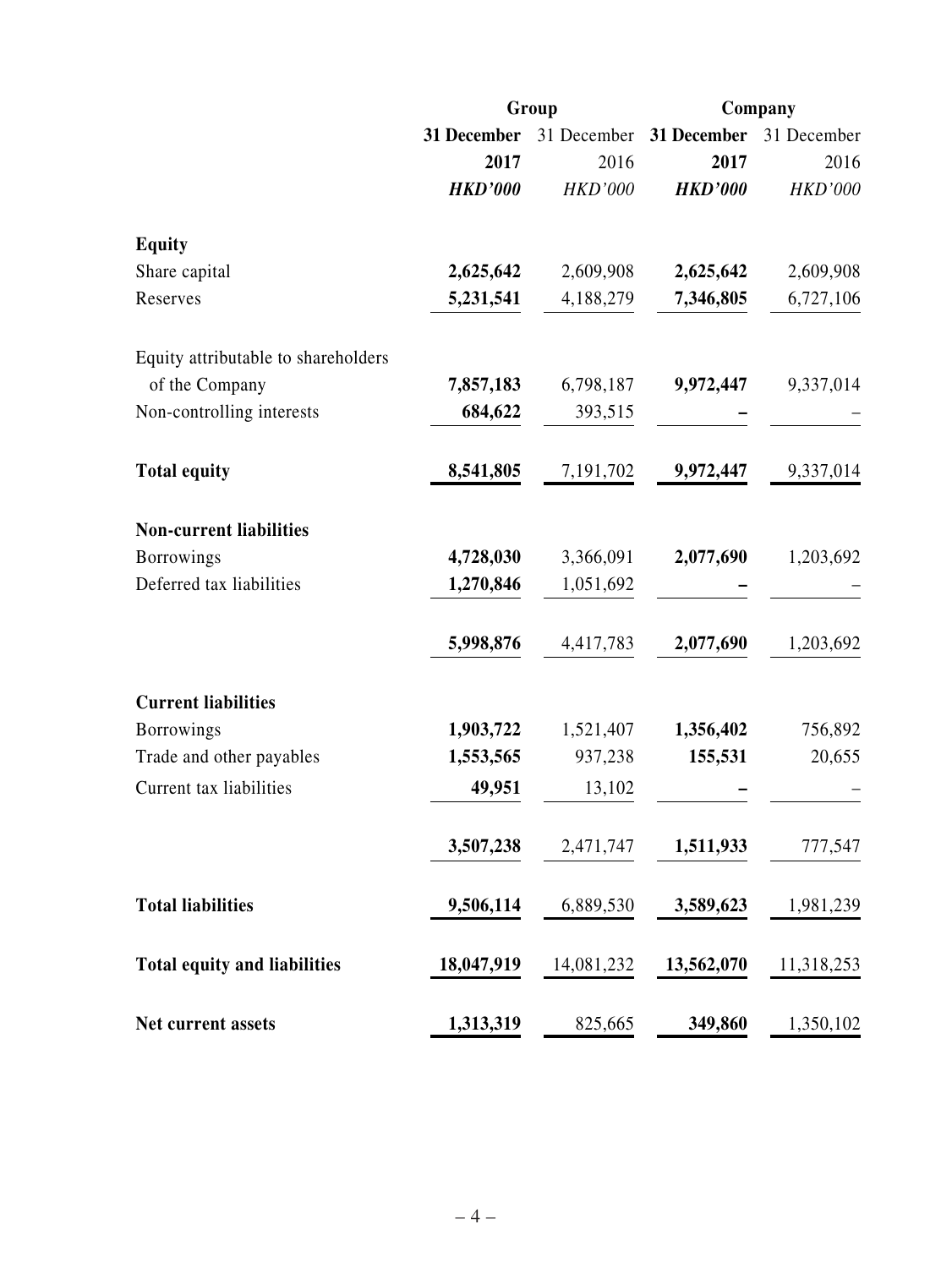| | Group | | Company | |
|---|---|---|---|---|
| | **31 December 2017** | 31 December 2016 | **31 December 2017** | 31 December 2016 |
| | ***HKD'000*** | *HKD'000* | ***HKD'000*** | *HKD'000* |
| **Equity** | | | | |
| Share capital | **2,625,642** | 2,609,908 | **2,625,642** | 2,609,908 |
| Reserves | **5,231,541** | 4,188,279 | **7,346,805** | 6,727,106 |
| Equity attributable to shareholders of the Company | **7,857,183** | 6,798,187 | **9,972,447** | 9,337,014 |
| Non-controlling interests | **684,622** | 393,515 | **–** | – |
| **Total equity** | **8,541,805** | 7,191,702 | **9,972,447** | 9,337,014 |
| **Non-current liabilities** | | | | |
| Borrowings | **4,728,030** | 3,366,091 | **2,077,690** | 1,203,692 |
| Deferred tax liabilities | **1,270,846** | 1,051,692 | **–** | – |
| | **5,998,876** | 4,417,783 | **2,077,690** | 1,203,692 |
| **Current liabilities** | | | | |
| Borrowings | **1,903,722** | 1,521,407 | **1,356,402** | 756,892 |
| Trade and other payables | **1,553,565** | 937,238 | **155,531** | 20,655 |
| Current tax liabilities | **49,951** | 13,102 | **–** | – |
| | **3,507,238** | 2,471,747 | **1,511,933** | 777,547 |
| **Total liabilities** | **9,506,114** | 6,889,530 | **3,589,623** | 1,981,239 |
| **Total equity and liabilities** | **18,047,919** | 14,081,232 | **13,562,070** | 11,318,253 |
| **Net current assets** | **1,313,319** | 825,665 | **349,860** | 1,350,102 |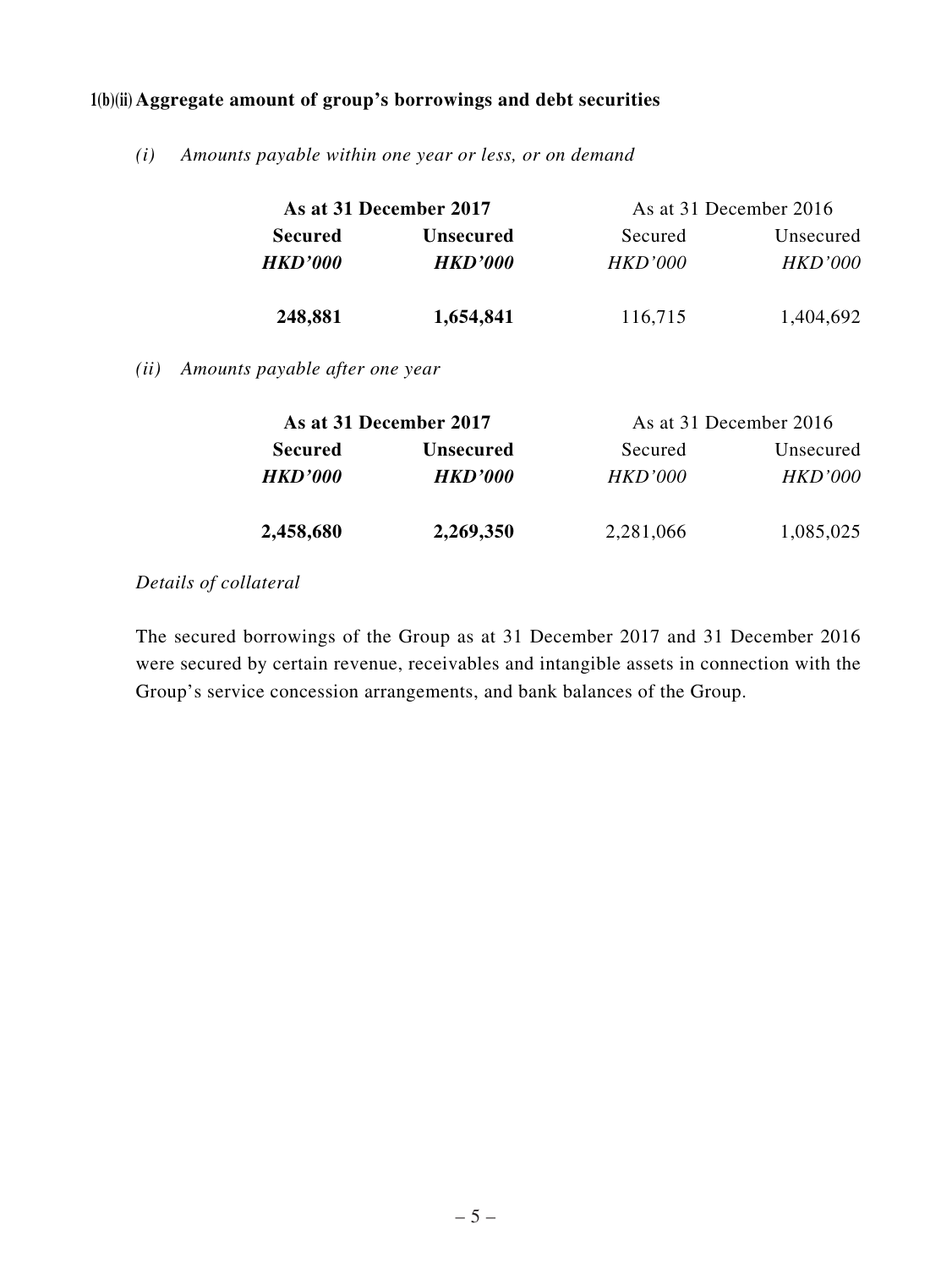### 1(b)(ii) Aggregate amount of group's borrowings and debt securities

*(i) Amounts payable within one year or less, or on demand*

| **As at 31 December 2017** | | As at 31 December 2016 | |
|---|---|---|---|
| **Secured** | **Unsecured** | Secured | Unsecured |
| ***HKD'000*** | ***HKD'000*** | *HKD'000* | *HKD'000* |
| **248,881** | **1,654,841** | 116,715 | 1,404,692 |

*(ii) Amounts payable after one year*

| **As at 31 December 2017** | | As at 31 December 2016 | |
|---|---|---|---|
| **Secured** | **Unsecured** | Secured | Unsecured |
| ***HKD'000*** | ***HKD'000*** | *HKD'000* | *HKD'000* |
| **2,458,680** | **2,269,350** | 2,281,066 | 1,085,025 |

*Details of collateral*

The secured borrowings of the Group as at 31 December 2017 and 31 December 2016 were secured by certain revenue, receivables and intangible assets in connection with the Group's service concession arrangements, and bank balances of the Group.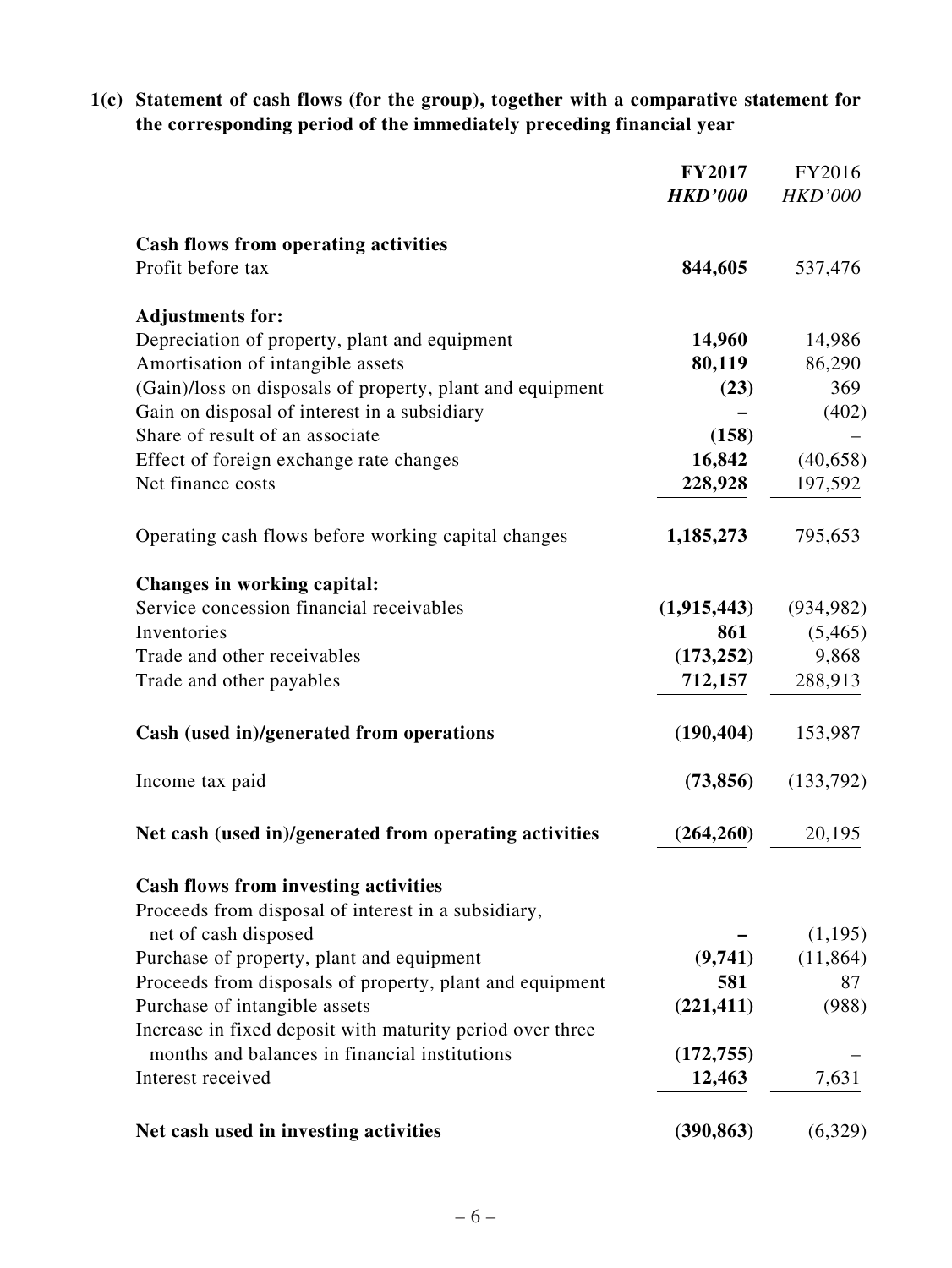**1(c) Statement of cash flows (for the group), together with a comparative statement for the corresponding period of the immediately preceding financial year**

| | **FY2017** | FY2016 |
|---|---|---|
| | ***HKD'000*** | *HKD'000* |
| **Cash flows from operating activities** | | |
| Profit before tax | **844,605** | 537,476 |
| **Adjustments for:** | | |
| Depreciation of property, plant and equipment | **14,960** | 14,986 |
| Amortisation of intangible assets | **80,119** | 86,290 |
| (Gain)/loss on disposals of property, plant and equipment | **(23)** | 369 |
| Gain on disposal of interest in a subsidiary | **–** | (402) |
| Share of result of an associate | **(158)** | – |
| Effect of foreign exchange rate changes | **16,842** | (40,658) |
| Net finance costs | **228,928** | 197,592 |
| Operating cash flows before working capital changes | **1,185,273** | 795,653 |
| **Changes in working capital:** | | |
| Service concession financial receivables | **(1,915,443)** | (934,982) |
| Inventories | **861** | (5,465) |
| Trade and other receivables | **(173,252)** | 9,868 |
| Trade and other payables | **712,157** | 288,913 |
| **Cash (used in)/generated from operations** | **(190,404)** | 153,987 |
| Income tax paid | **(73,856)** | (133,792) |
| **Net cash (used in)/generated from operating activities** | **(264,260)** | 20,195 |
| **Cash flows from investing activities** | | |
| Proceeds from disposal of interest in a subsidiary, net of cash disposed | **–** | (1,195) |
| Purchase of property, plant and equipment | **(9,741)** | (11,864) |
| Proceeds from disposals of property, plant and equipment | **581** | 87 |
| Purchase of intangible assets | **(221,411)** | (988) |
| Increase in fixed deposit with maturity period over three months and balances in financial institutions | **(172,755)** | – |
| Interest received | **12,463** | 7,631 |
| **Net cash used in investing activities** | **(390,863)** | (6,329) |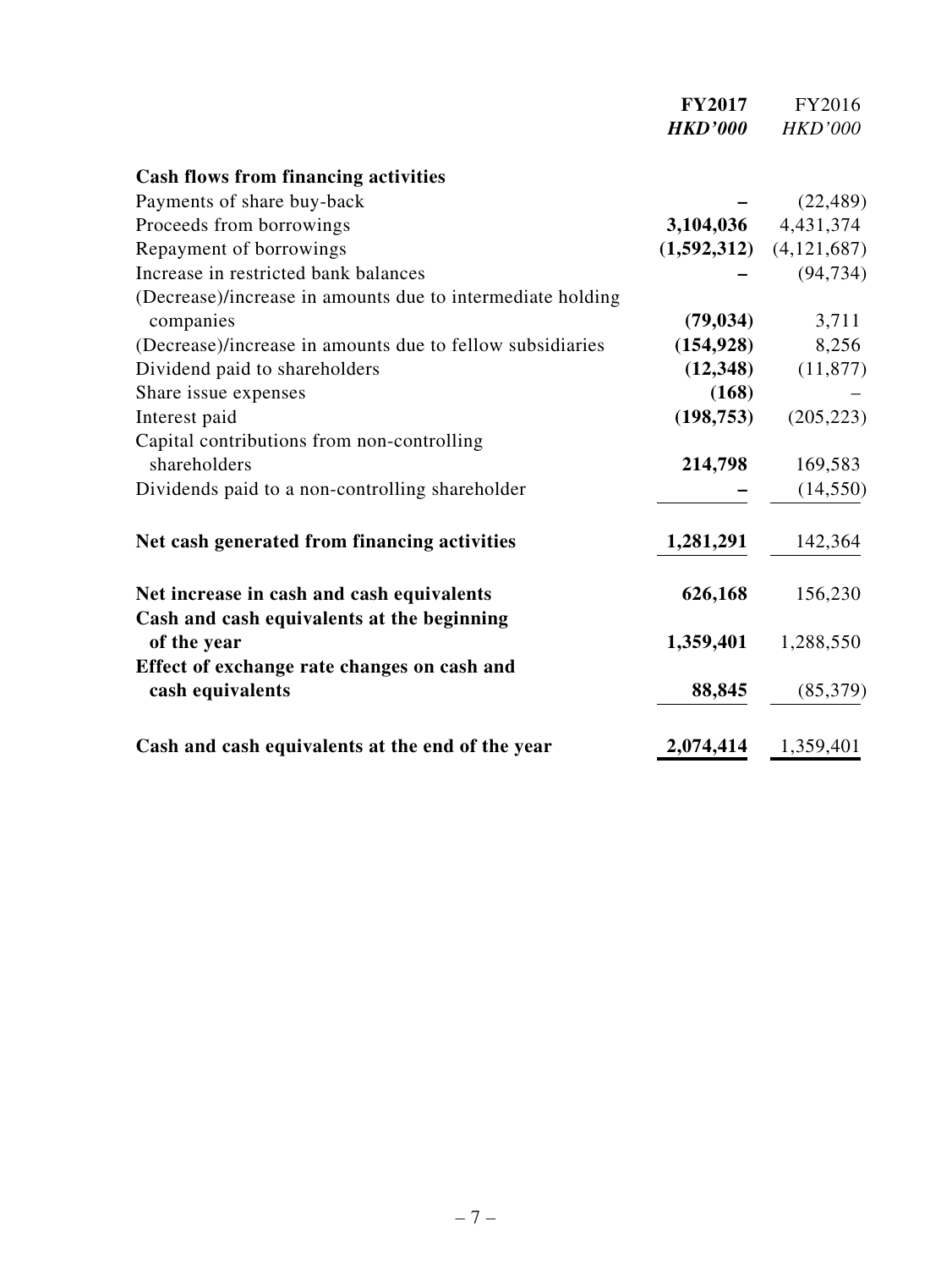| | **FY2017** | FY2016 |
|---|---|---|
| | ***HKD'000*** | *HKD'000* |
| **Cash flows from financing activities** | | |
| Payments of share buy-back | **–** | (22,489) |
| Proceeds from borrowings | **3,104,036** | 4,431,374 |
| Repayment of borrowings | **(1,592,312)** | (4,121,687) |
| Increase in restricted bank balances | **–** | (94,734) |
| (Decrease)/increase in amounts due to intermediate holding companies | **(79,034)** | 3,711 |
| (Decrease)/increase in amounts due to fellow subsidiaries | **(154,928)** | 8,256 |
| Dividend paid to shareholders | **(12,348)** | (11,877) |
| Share issue expenses | **(168)** | – |
| Interest paid | **(198,753)** | (205,223) |
| Capital contributions from non-controlling shareholders | **214,798** | 169,583 |
| Dividends paid to a non-controlling shareholder | **–** | (14,550) |
| **Net cash generated from financing activities** | **1,281,291** | 142,364 |
| **Net increase in cash and cash equivalents** | **626,168** | 156,230 |
| **Cash and cash equivalents at the beginning of the year** | **1,359,401** | 1,288,550 |
| **Effect of exchange rate changes on cash and cash equivalents** | **88,845** | (85,379) |
| **Cash and cash equivalents at the end of the year** | **2,074,414** | 1,359,401 |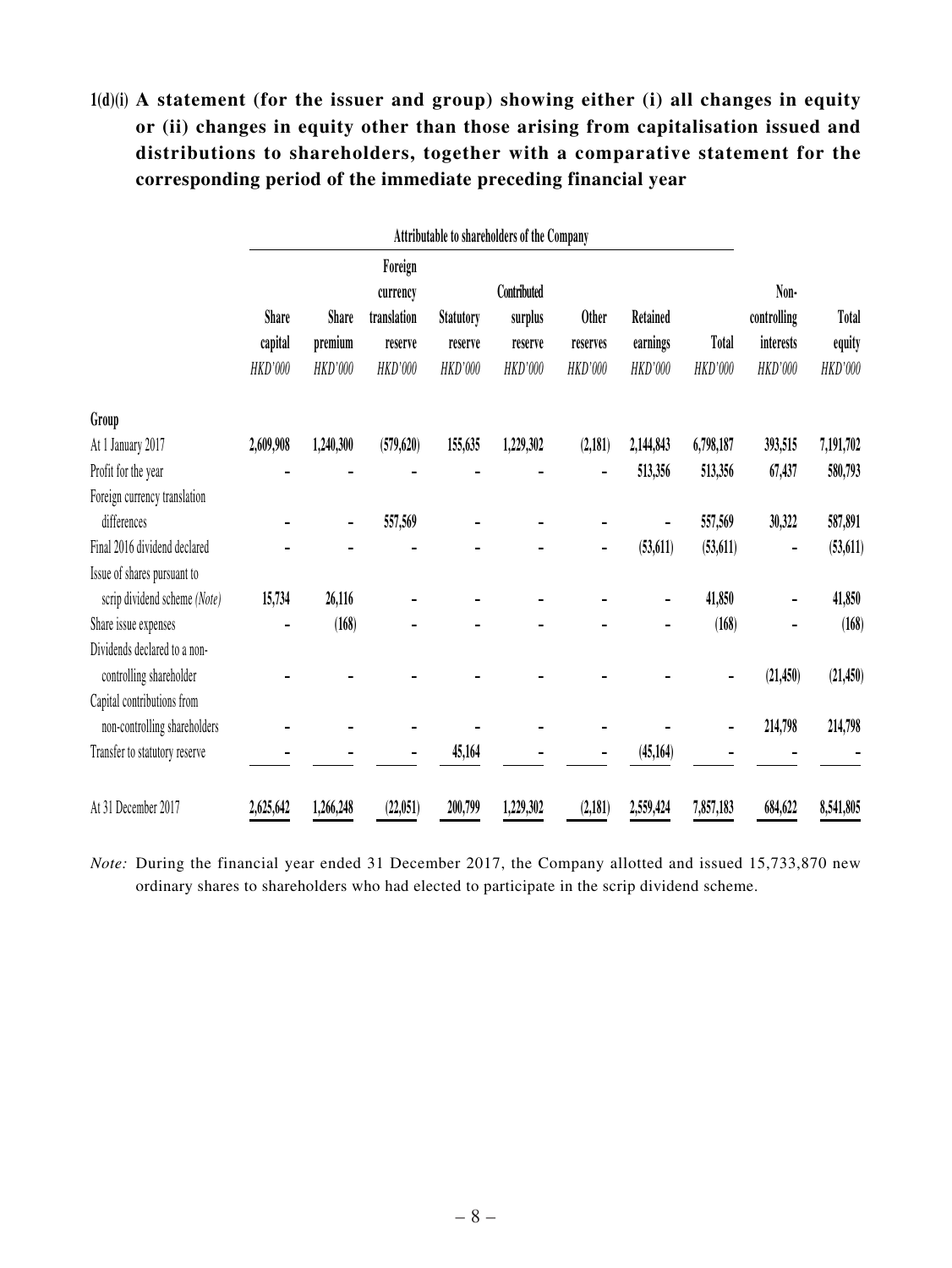**1(d)(i) A statement (for the issuer and group) showing either (i) all changes in equity or (ii) changes in equity other than those arising from capitalisation issued and distributions to shareholders, together with a comparative statement for the corresponding period of the immediate preceding financial year**

| | Attributable to shareholders of the Company | | | | | | | | | |
|---|---|---|---|---|---|---|---|---|---|---|
| | Share capital | Share premium | Foreign currency translation reserve | Statutory reserve | Contributed surplus reserve | Other reserves | Retained earnings | Total | Non-controlling interests | Total equity |
| | *HKD'000* | *HKD'000* | *HKD'000* | *HKD'000* | *HKD'000* | *HKD'000* | *HKD'000* | *HKD'000* | *HKD'000* | *HKD'000* |
| **Group** | | | | | | | | | | |
| At 1 January 2017 | **2,609,908** | **1,240,300** | **(579,620)** | **155,635** | **1,229,302** | **(2,181)** | **2,144,843** | **6,798,187** | **393,515** | **7,191,702** |
| Profit for the year | – | – | – | – | – | – | 513,356 | 513,356 | 67,437 | 580,793 |
| Foreign currency translation differences | – | – | 557,569 | – | – | – | – | 557,569 | 30,322 | 587,891 |
| Final 2016 dividend declared | – | – | – | – | – | – | (53,611) | (53,611) | – | (53,611) |
| Issue of shares pursuant to scrip dividend scheme *(Note)* | 15,734 | 26,116 | – | – | – | – | – | 41,850 | – | 41,850 |
| Share issue expenses | – | (168) | – | – | – | – | – | (168) | – | (168) |
| Dividends declared to a non-controlling shareholder | – | – | – | – | – | – | – | – | (21,450) | (21,450) |
| Capital contributions from non-controlling shareholders | – | – | – | – | – | – | – | – | 214,798 | 214,798 |
| Transfer to statutory reserve | – | – | – | 45,164 | – | – | (45,164) | – | – | – |
| At 31 December 2017 | 2,625,642 | 1,266,248 | (22,051) | 200,799 | 1,229,302 | (2,181) | 2,559,424 | 7,857,183 | 684,622 | 8,541,805 |

*Note:* During the financial year ended 31 December 2017, the Company allotted and issued 15,733,870 new ordinary shares to shareholders who had elected to participate in the scrip dividend scheme.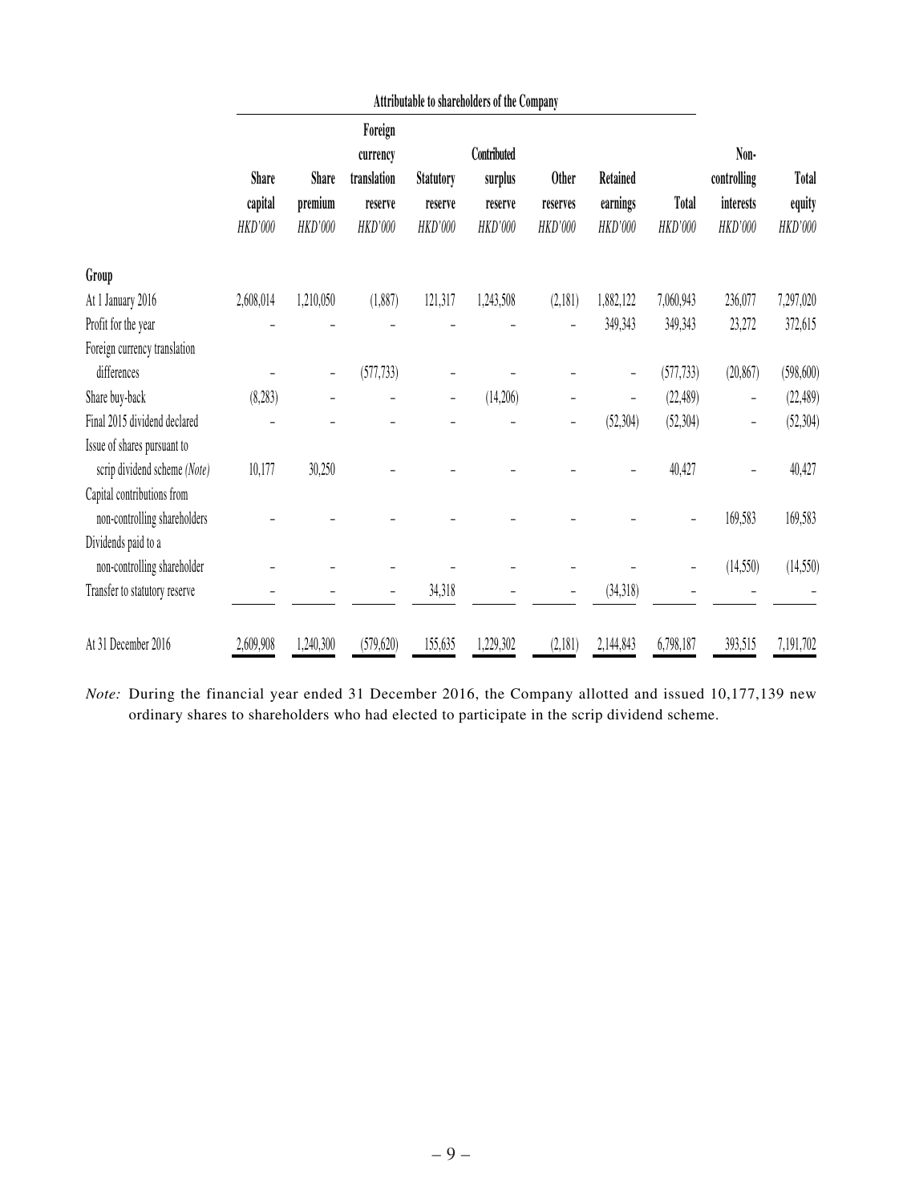| | Attributable to shareholders of the Company | | | | | | | | | |
|---|---|---|---|---|---|---|---|---|---|---|
| | Share capital *HKD'000* | Share premium *HKD'000* | Foreign currency translation reserve *HKD'000* | Statutory reserve *HKD'000* | Contributed surplus reserve *HKD'000* | Other reserves *HKD'000* | Retained earnings *HKD'000* | Total *HKD'000* | Non-controlling interests *HKD'000* | Total equity *HKD'000* |
| **Group** | | | | | | | | | | |
| At 1 January 2016 | 2,608,014 | 1,210,050 | (1,887) | 121,317 | 1,243,508 | (2,181) | 1,882,122 | 7,060,943 | 236,077 | 7,297,020 |
| Profit for the year | – | – | – | – | – | – | 349,343 | 349,343 | 23,272 | 372,615 |
| Foreign currency translation differences | – | – | (577,733) | – | – | – | – | (577,733) | (20,867) | (598,600) |
| Share buy-back | (8,283) | – | – | – | (14,206) | – | – | (22,489) | – | (22,489) |
| Final 2015 dividend declared | – | – | – | – | – | – | (52,304) | (52,304) | – | (52,304) |
| Issue of shares pursuant to scrip dividend scheme *(Note)* | 10,177 | 30,250 | – | – | – | – | – | 40,427 | – | 40,427 |
| Capital contributions from non-controlling shareholders | – | – | – | – | – | – | – | – | 169,583 | 169,583 |
| Dividends paid to a non-controlling shareholder | – | – | – | – | – | – | – | – | (14,550) | (14,550) |
| Transfer to statutory reserve | – | – | – | 34,318 | – | – | (34,318) | – | – | – |
| At 31 December 2016 | 2,609,908 | 1,240,300 | (579,620) | 155,635 | 1,229,302 | (2,181) | 2,144,843 | 6,798,187 | 393,515 | 7,191,702 |

*Note:* During the financial year ended 31 December 2016, the Company allotted and issued 10,177,139 new ordinary shares to shareholders who had elected to participate in the scrip dividend scheme.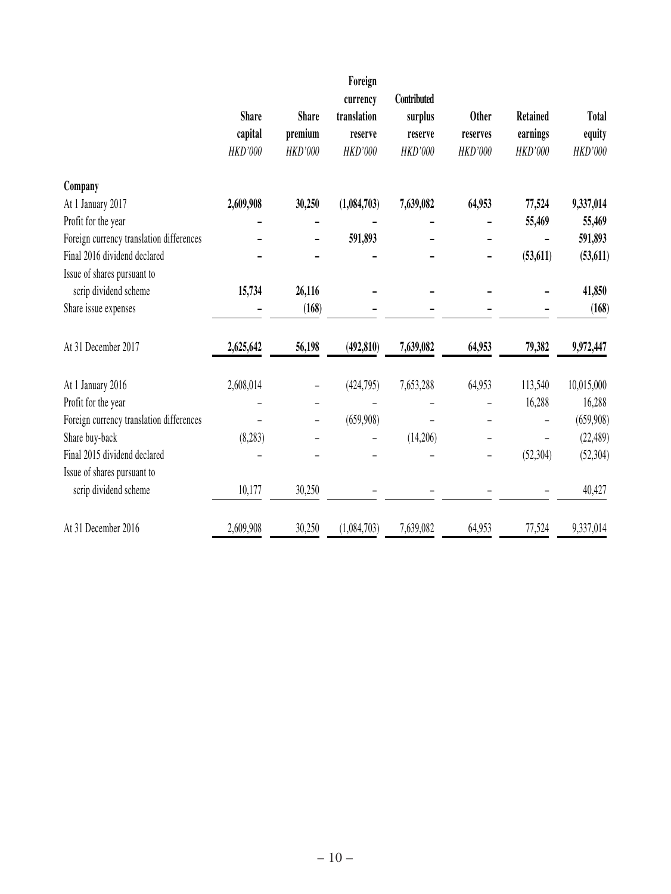| | Share capital | Share premium | Foreign currency translation reserve | Contributed surplus reserve | Other reserves | Retained earnings | Total equity |
|---|---|---|---|---|---|---|---|
| | *HKD'000* | *HKD'000* | *HKD'000* | *HKD'000* | *HKD'000* | *HKD'000* | *HKD'000* |
| **Company** | | | | | | | |
| At 1 January 2017 | **2,609,908** | **30,250** | **(1,084,703)** | **7,639,082** | **64,953** | **77,524** | **9,337,014** |
| Profit for the year | **–** | **–** | **–** | **–** | **–** | **55,469** | **55,469** |
| Foreign currency translation differences | **–** | **–** | **591,893** | **–** | **–** | **–** | **591,893** |
| Final 2016 dividend declared | **–** | **–** | **–** | **–** | **–** | **(53,611)** | **(53,611)** |
| Issue of shares pursuant to scrip dividend scheme | **15,734** | **26,116** | **–** | **–** | **–** | **–** | **41,850** |
| Share issue expenses | **–** | **(168)** | **–** | **–** | **–** | **–** | **(168)** |
| At 31 December 2017 | **2,625,642** | **56,198** | **(492,810)** | **7,639,082** | **64,953** | **79,382** | **9,972,447** |
| At 1 January 2016 | 2,608,014 | – | (424,795) | 7,653,288 | 64,953 | 113,540 | 10,015,000 |
| Profit for the year | – | – | – | – | – | 16,288 | 16,288 |
| Foreign currency translation differences | – | – | (659,908) | – | – | – | (659,908) |
| Share buy-back | (8,283) | – | – | (14,206) | – | – | (22,489) |
| Final 2015 dividend declared | – | – | – | – | – | (52,304) | (52,304) |
| Issue of shares pursuant to scrip dividend scheme | 10,177 | 30,250 | – | – | – | – | 40,427 |
| At 31 December 2016 | 2,609,908 | 30,250 | (1,084,703) | 7,639,082 | 64,953 | 77,524 | 9,337,014 |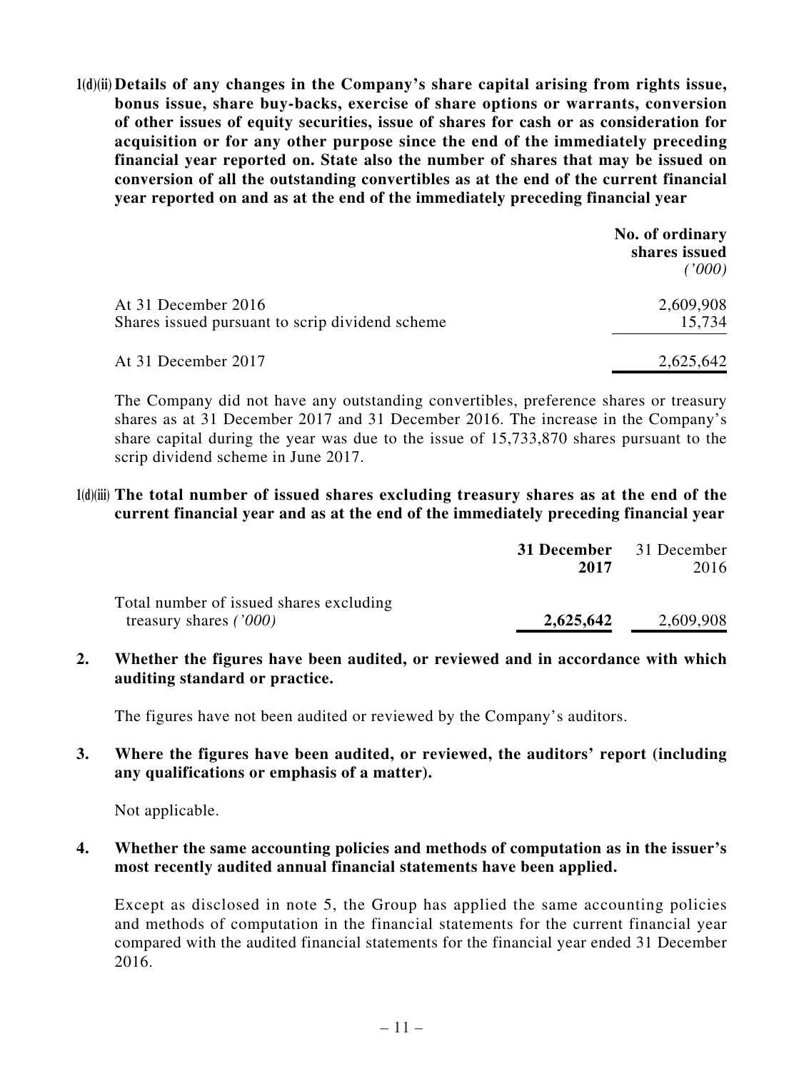**1(d)(ii) Details of any changes in the Company's share capital arising from rights issue, bonus issue, share buy-backs, exercise of share options or warrants, conversion of other issues of equity securities, issue of shares for cash or as consideration for acquisition or for any other purpose since the end of the immediately preceding financial year reported on. State also the number of shares that may be issued on conversion of all the outstanding convertibles as at the end of the current financial year reported on and as at the end of the immediately preceding financial year**

| | No. of ordinary shares issued *('000)* |
|---|---|
| At 31 December 2016 | 2,609,908 |
| Shares issued pursuant to scrip dividend scheme | 15,734 |
| At 31 December 2017 | 2,625,642 |

The Company did not have any outstanding convertibles, preference shares or treasury shares as at 31 December 2017 and 31 December 2016. The increase in the Company's share capital during the year was due to the issue of 15,733,870 shares pursuant to the scrip dividend scheme in June 2017.

**1(d)(iii) The total number of issued shares excluding treasury shares as at the end of the current financial year and as at the end of the immediately preceding financial year**

| | **31 December 2017** | 31 December 2016 |
|---|---|---|
| Total number of issued shares excluding treasury shares *('000)* | **2,625,642** | 2,609,908 |

**2. Whether the figures have been audited, or reviewed and in accordance with which auditing standard or practice.**

The figures have not been audited or reviewed by the Company's auditors.

**3. Where the figures have been audited, or reviewed, the auditors' report (including any qualifications or emphasis of a matter).**

Not applicable.

**4. Whether the same accounting policies and methods of computation as in the issuer's most recently audited annual financial statements have been applied.**

Except as disclosed in note 5, the Group has applied the same accounting policies and methods of computation in the financial statements for the current financial year compared with the audited financial statements for the financial year ended 31 December 2016.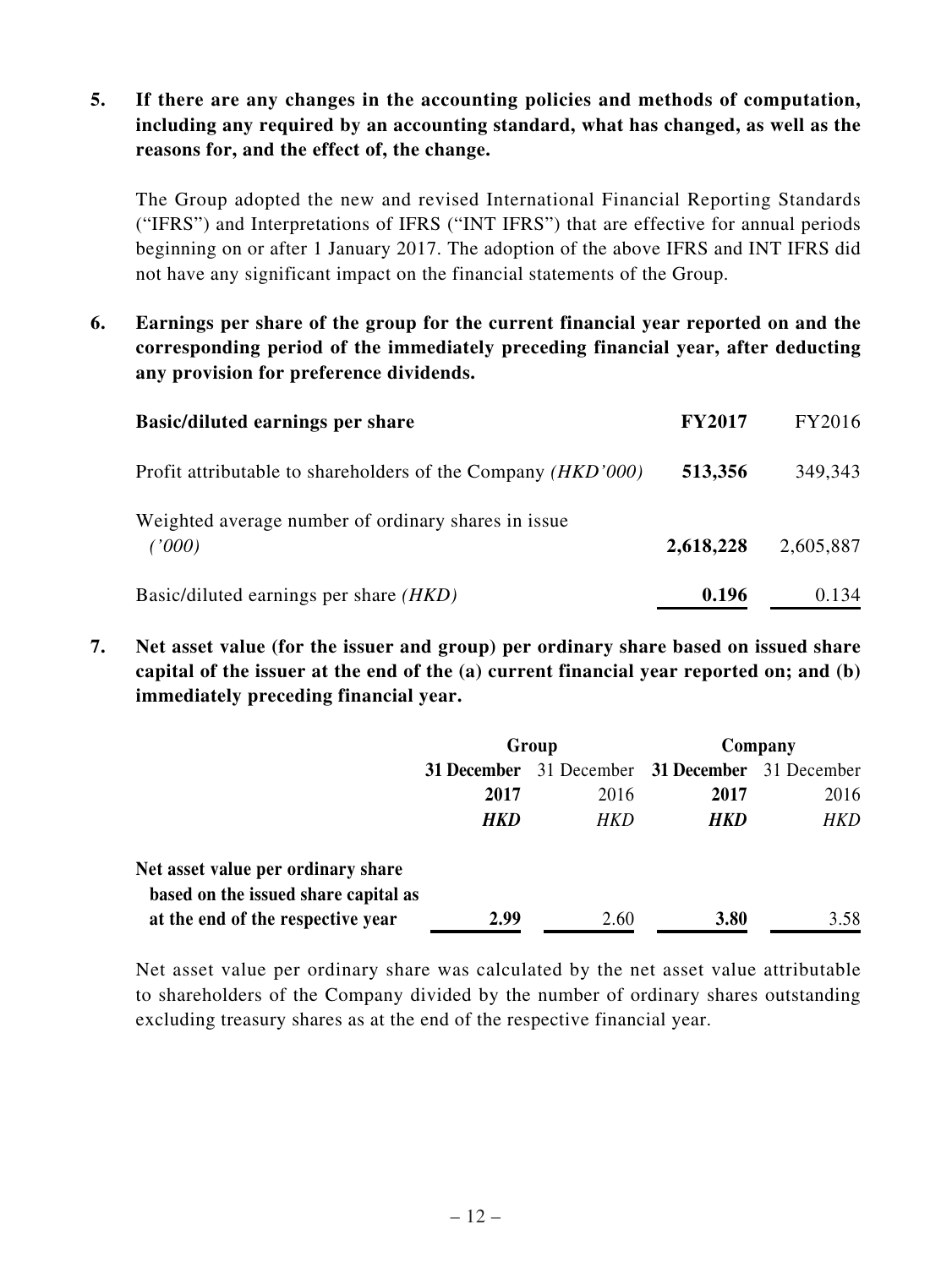**5. If there are any changes in the accounting policies and methods of computation, including any required by an accounting standard, what has changed, as well as the reasons for, and the effect of, the change.**

The Group adopted the new and revised International Financial Reporting Standards ("IFRS") and Interpretations of IFRS ("INT IFRS") that are effective for annual periods beginning on or after 1 January 2017. The adoption of the above IFRS and INT IFRS did not have any significant impact on the financial statements of the Group.

**6. Earnings per share of the group for the current financial year reported on and the corresponding period of the immediately preceding financial year, after deducting any provision for preference dividends.**

| **Basic/diluted earnings per share** | **FY2017** | FY2016 |
|---|---|---|
| Profit attributable to shareholders of the Company *(HKD'000)* | **513,356** | 349,343 |
| Weighted average number of ordinary shares in issue *('000)* | **2,618,228** | 2,605,887 |
| Basic/diluted earnings per share *(HKD)* | **0.196** | 0.134 |

**7. Net asset value (for the issuer and group) per ordinary share based on issued share capital of the issuer at the end of the (a) current financial year reported on; and (b) immediately preceding financial year.**

| | **Group** | | **Company** | |
|---|---|---|---|---|
| | **31 December 2017** | 31 December 2016 | **31 December 2017** | 31 December 2016 |
| | ***HKD*** | *HKD* | ***HKD*** | *HKD* |
| **Net asset value per ordinary share based on the issued share capital as at the end of the respective year** | **2.99** | 2.60 | **3.80** | 3.58 |

Net asset value per ordinary share was calculated by the net asset value attributable to shareholders of the Company divided by the number of ordinary shares outstanding excluding treasury shares as at the end of the respective financial year.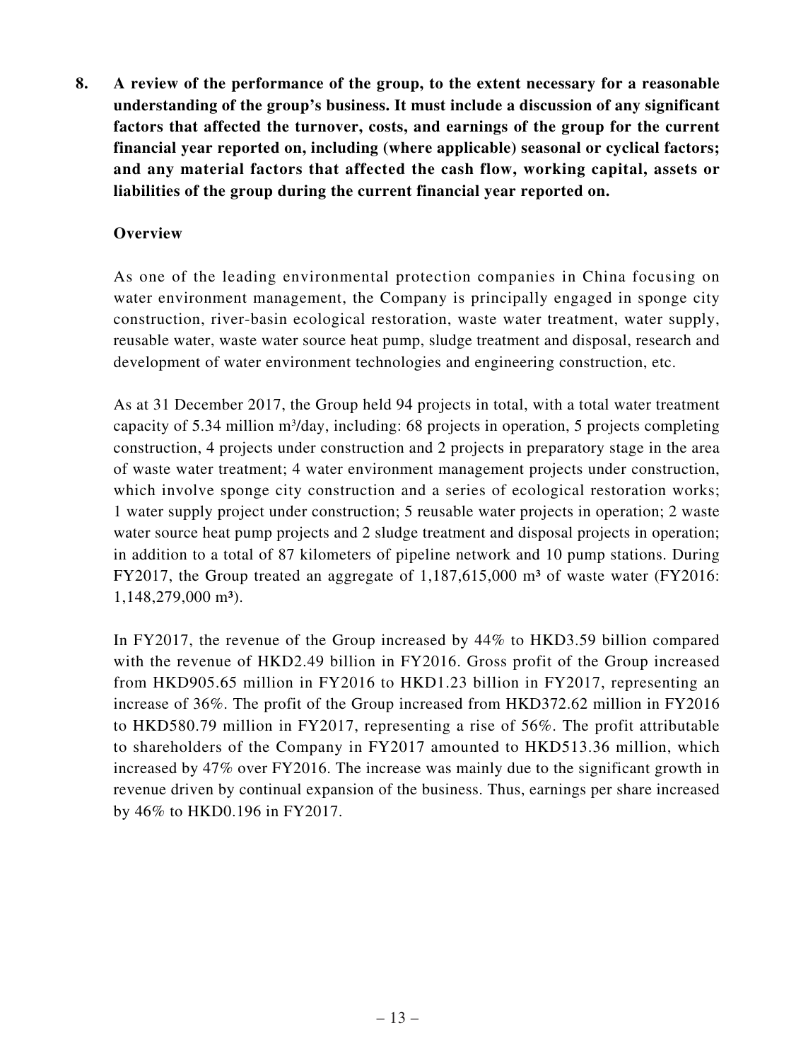**8. A review of the performance of the group, to the extent necessary for a reasonable understanding of the group's business. It must include a discussion of any significant factors that affected the turnover, costs, and earnings of the group for the current financial year reported on, including (where applicable) seasonal or cyclical factors; and any material factors that affected the cash flow, working capital, assets or liabilities of the group during the current financial year reported on.**

**Overview**

As one of the leading environmental protection companies in China focusing on water environment management, the Company is principally engaged in sponge city construction, river-basin ecological restoration, waste water treatment, water supply, reusable water, waste water source heat pump, sludge treatment and disposal, research and development of water environment technologies and engineering construction, etc.

As at 31 December 2017, the Group held 94 projects in total, with a total water treatment capacity of 5.34 million $m^3$/day, including: 68 projects in operation, 5 projects completing construction, 4 projects under construction and 2 projects in preparatory stage in the area of waste water treatment; 4 water environment management projects under construction, which involve sponge city construction and a series of ecological restoration works; 1 water supply project under construction; 5 reusable water projects in operation; 2 waste water source heat pump projects and 2 sludge treatment and disposal projects in operation; in addition to a total of 87 kilometers of pipeline network and 10 pump stations. During FY2017, the Group treated an aggregate of 1,187,615,000 $m^3$ of waste water (FY2016: 1,148,279,000 $m^3$).

In FY2017, the revenue of the Group increased by 44% to HKD3.59 billion compared with the revenue of HKD2.49 billion in FY2016. Gross profit of the Group increased from HKD905.65 million in FY2016 to HKD1.23 billion in FY2017, representing an increase of 36%. The profit of the Group increased from HKD372.62 million in FY2016 to HKD580.79 million in FY2017, representing a rise of 56%. The profit attributable to shareholders of the Company in FY2017 amounted to HKD513.36 million, which increased by 47% over FY2016. The increase was mainly due to the significant growth in revenue driven by continual expansion of the business. Thus, earnings per share increased by 46% to HKD0.196 in FY2017.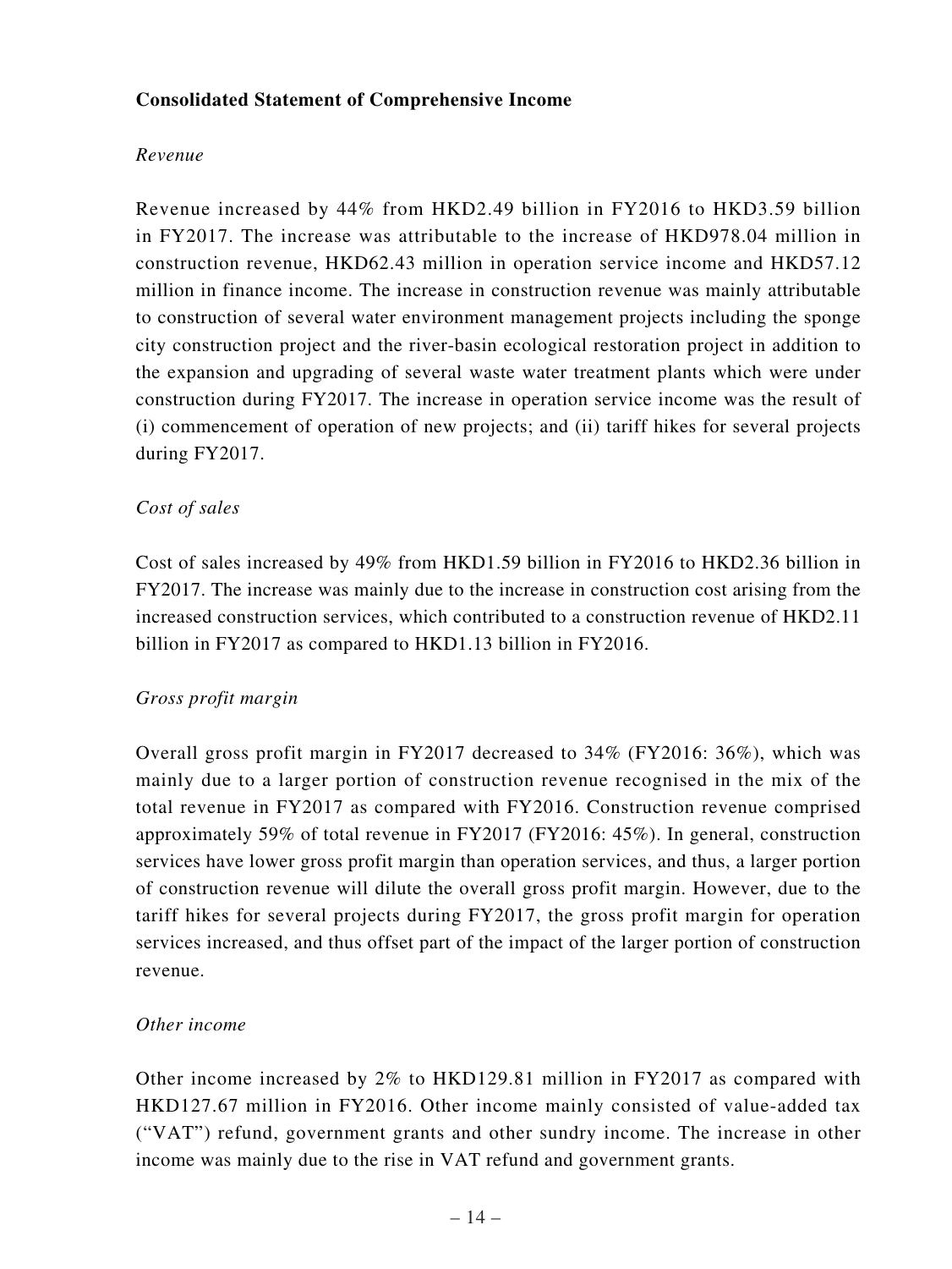**Consolidated Statement of Comprehensive Income**

*Revenue*

Revenue increased by 44% from HKD2.49 billion in FY2016 to HKD3.59 billion in FY2017. The increase was attributable to the increase of HKD978.04 million in construction revenue, HKD62.43 million in operation service income and HKD57.12 million in finance income. The increase in construction revenue was mainly attributable to construction of several water environment management projects including the sponge city construction project and the river-basin ecological restoration project in addition to the expansion and upgrading of several waste water treatment plants which were under construction during FY2017. The increase in operation service income was the result of (i) commencement of operation of new projects; and (ii) tariff hikes for several projects during FY2017.

*Cost of sales*

Cost of sales increased by 49% from HKD1.59 billion in FY2016 to HKD2.36 billion in FY2017. The increase was mainly due to the increase in construction cost arising from the increased construction services, which contributed to a construction revenue of HKD2.11 billion in FY2017 as compared to HKD1.13 billion in FY2016.

*Gross profit margin*

Overall gross profit margin in FY2017 decreased to 34% (FY2016: 36%), which was mainly due to a larger portion of construction revenue recognised in the mix of the total revenue in FY2017 as compared with FY2016. Construction revenue comprised approximately 59% of total revenue in FY2017 (FY2016: 45%). In general, construction services have lower gross profit margin than operation services, and thus, a larger portion of construction revenue will dilute the overall gross profit margin. However, due to the tariff hikes for several projects during FY2017, the gross profit margin for operation services increased, and thus offset part of the impact of the larger portion of construction revenue.

*Other income*

Other income increased by 2% to HKD129.81 million in FY2017 as compared with HKD127.67 million in FY2016. Other income mainly consisted of value-added tax ("VAT") refund, government grants and other sundry income. The increase in other income was mainly due to the rise in VAT refund and government grants.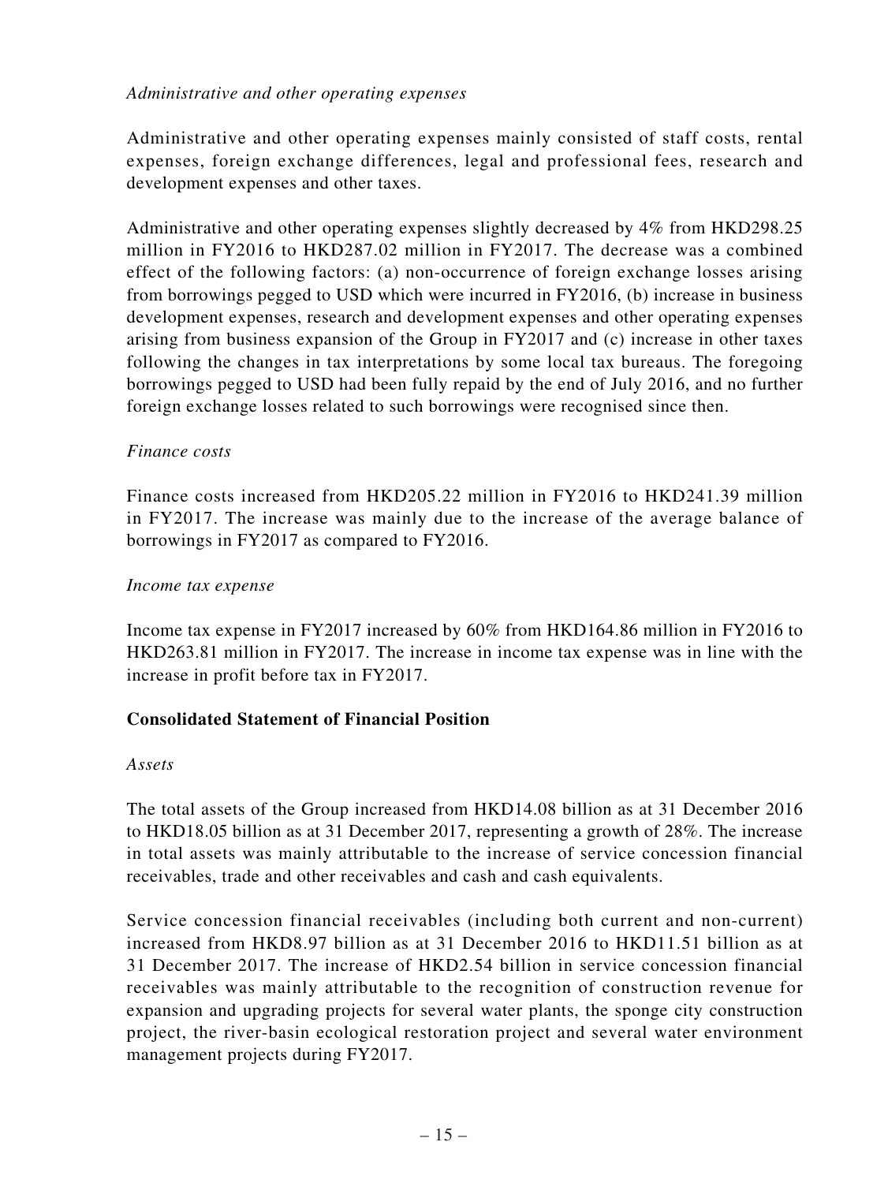*Administrative and other operating expenses*

Administrative and other operating expenses mainly consisted of staff costs, rental expenses, foreign exchange differences, legal and professional fees, research and development expenses and other taxes.

Administrative and other operating expenses slightly decreased by 4% from HKD298.25 million in FY2016 to HKD287.02 million in FY2017. The decrease was a combined effect of the following factors: (a) non-occurrence of foreign exchange losses arising from borrowings pegged to USD which were incurred in FY2016, (b) increase in business development expenses, research and development expenses and other operating expenses arising from business expansion of the Group in FY2017 and (c) increase in other taxes following the changes in tax interpretations by some local tax bureaus. The foregoing borrowings pegged to USD had been fully repaid by the end of July 2016, and no further foreign exchange losses related to such borrowings were recognised since then.

*Finance costs*

Finance costs increased from HKD205.22 million in FY2016 to HKD241.39 million in FY2017. The increase was mainly due to the increase of the average balance of borrowings in FY2017 as compared to FY2016.

*Income tax expense*

Income tax expense in FY2017 increased by 60% from HKD164.86 million in FY2016 to HKD263.81 million in FY2017. The increase in income tax expense was in line with the increase in profit before tax in FY2017.

## Consolidated Statement of Financial Position

*Assets*

The total assets of the Group increased from HKD14.08 billion as at 31 December 2016 to HKD18.05 billion as at 31 December 2017, representing a growth of 28%. The increase in total assets was mainly attributable to the increase of service concession financial receivables, trade and other receivables and cash and cash equivalents.

Service concession financial receivables (including both current and non-current) increased from HKD8.97 billion as at 31 December 2016 to HKD11.51 billion as at 31 December 2017. The increase of HKD2.54 billion in service concession financial receivables was mainly attributable to the recognition of construction revenue for expansion and upgrading projects for several water plants, the sponge city construction project, the river-basin ecological restoration project and several water environment management projects during FY2017.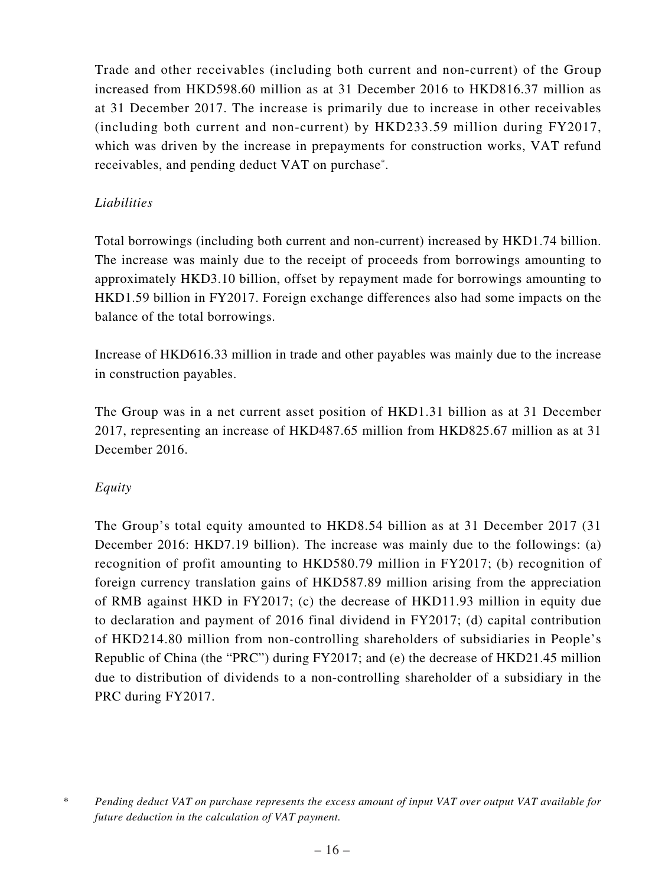Trade and other receivables (including both current and non-current) of the Group increased from HKD598.60 million as at 31 December 2016 to HKD816.37 million as at 31 December 2017. The increase is primarily due to increase in other receivables (including both current and non-current) by HKD233.59 million during FY2017, which was driven by the increase in prepayments for construction works, VAT refund receivables, and pending deduct VAT on purchase*.

*Liabilities*

Total borrowings (including both current and non-current) increased by HKD1.74 billion. The increase was mainly due to the receipt of proceeds from borrowings amounting to approximately HKD3.10 billion, offset by repayment made for borrowings amounting to HKD1.59 billion in FY2017. Foreign exchange differences also had some impacts on the balance of the total borrowings.

Increase of HKD616.33 million in trade and other payables was mainly due to the increase in construction payables.

The Group was in a net current asset position of HKD1.31 billion as at 31 December 2017, representing an increase of HKD487.65 million from HKD825.67 million as at 31 December 2016.

*Equity*

The Group's total equity amounted to HKD8.54 billion as at 31 December 2017 (31 December 2016: HKD7.19 billion). The increase was mainly due to the followings: (a) recognition of profit amounting to HKD580.79 million in FY2017; (b) recognition of foreign currency translation gains of HKD587.89 million arising from the appreciation of RMB against HKD in FY2017; (c) the decrease of HKD11.93 million in equity due to declaration and payment of 2016 final dividend in FY2017; (d) capital contribution of HKD214.80 million from non-controlling shareholders of subsidiaries in People's Republic of China (the "PRC") during FY2017; and (e) the decrease of HKD21.45 million due to distribution of dividends to a non-controlling shareholder of a subsidiary in the PRC during FY2017.

\* *Pending deduct VAT on purchase represents the excess amount of input VAT over output VAT available for future deduction in the calculation of VAT payment.*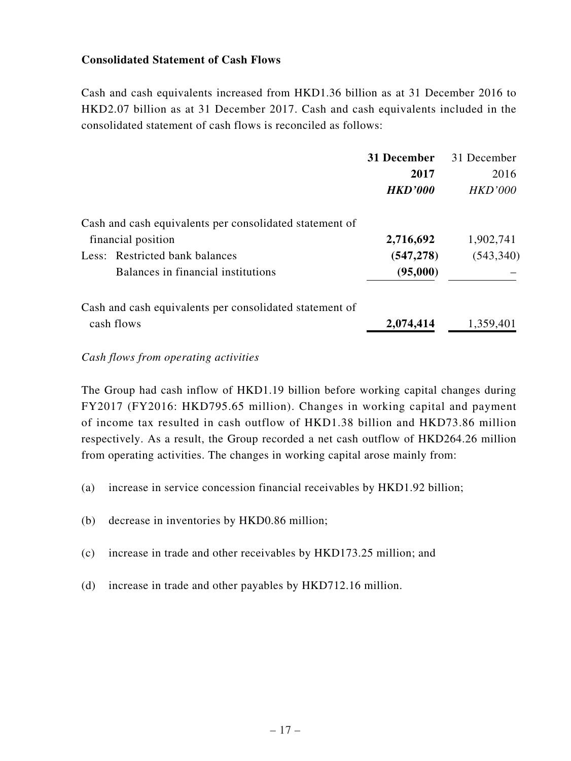**Consolidated Statement of Cash Flows**

Cash and cash equivalents increased from HKD1.36 billion as at 31 December 2016 to HKD2.07 billion as at 31 December 2017. Cash and cash equivalents included in the consolidated statement of cash flows is reconciled as follows:

| | **31 December 2017** | 31 December 2016 |
|---|---|---|
| | ***HKD'000*** | *HKD'000* |
| Cash and cash equivalents per consolidated statement of financial position | **2,716,692** | 1,902,741 |
| Less: Restricted bank balances | **(547,278)** | (543,340) |
| Balances in financial institutions | **(95,000)** | – |
| Cash and cash equivalents per consolidated statement of cash flows | **2,074,414** | 1,359,401 |

*Cash flows from operating activities*

The Group had cash inflow of HKD1.19 billion before working capital changes during FY2017 (FY2016: HKD795.65 million). Changes in working capital and payment of income tax resulted in cash outflow of HKD1.38 billion and HKD73.86 million respectively. As a result, the Group recorded a net cash outflow of HKD264.26 million from operating activities. The changes in working capital arose mainly from:

(a) increase in service concession financial receivables by HKD1.92 billion;

(b) decrease in inventories by HKD0.86 million;

(c) increase in trade and other receivables by HKD173.25 million; and

(d) increase in trade and other payables by HKD712.16 million.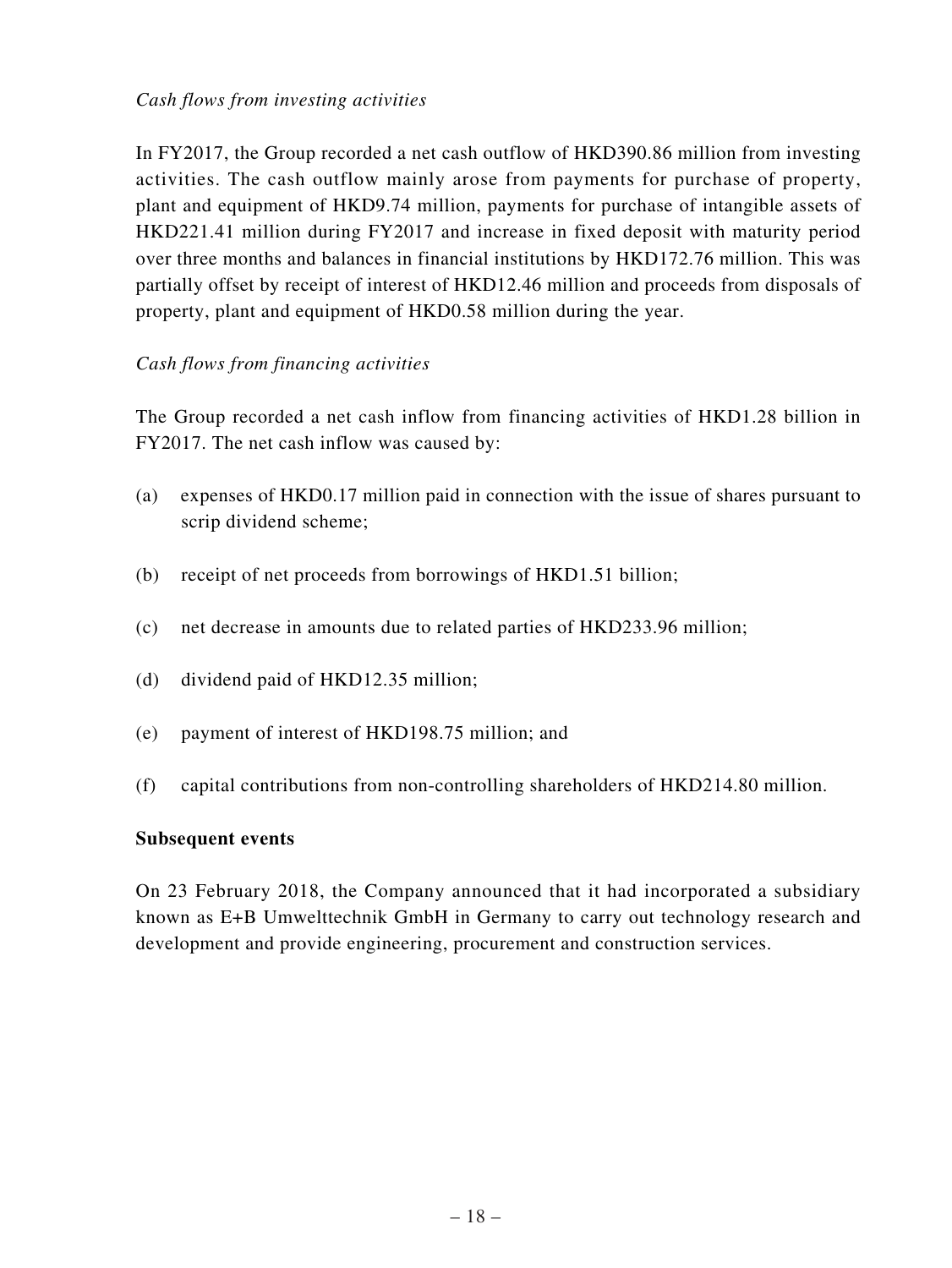*Cash flows from investing activities*

In FY2017, the Group recorded a net cash outflow of HKD390.86 million from investing activities. The cash outflow mainly arose from payments for purchase of property, plant and equipment of HKD9.74 million, payments for purchase of intangible assets of HKD221.41 million during FY2017 and increase in fixed deposit with maturity period over three months and balances in financial institutions by HKD172.76 million. This was partially offset by receipt of interest of HKD12.46 million and proceeds from disposals of property, plant and equipment of HKD0.58 million during the year.

*Cash flows from financing activities*

The Group recorded a net cash inflow from financing activities of HKD1.28 billion in FY2017. The net cash inflow was caused by:

(a) expenses of HKD0.17 million paid in connection with the issue of shares pursuant to scrip dividend scheme;

(b) receipt of net proceeds from borrowings of HKD1.51 billion;

(c) net decrease in amounts due to related parties of HKD233.96 million;

(d) dividend paid of HKD12.35 million;

(e) payment of interest of HKD198.75 million; and

(f) capital contributions from non-controlling shareholders of HKD214.80 million.

**Subsequent events**

On 23 February 2018, the Company announced that it had incorporated a subsidiary known as E+B Umwelttechnik GmbH in Germany to carry out technology research and development and provide engineering, procurement and construction services.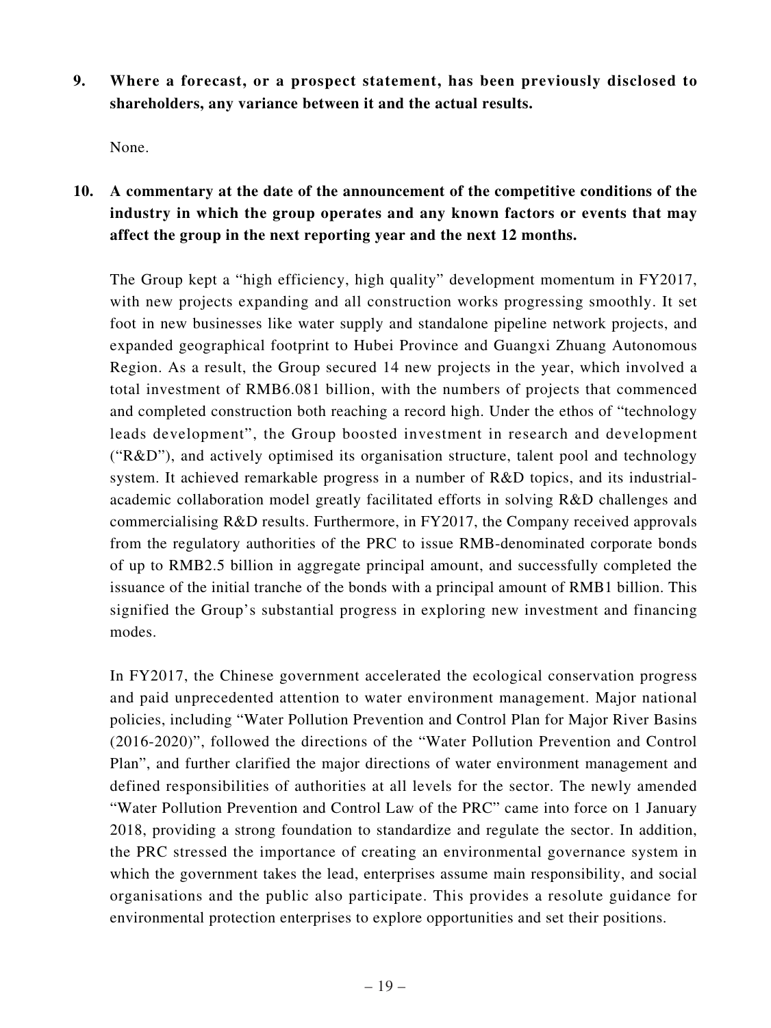**9. Where a forecast, or a prospect statement, has been previously disclosed to shareholders, any variance between it and the actual results.**

None.

**10. A commentary at the date of the announcement of the competitive conditions of the industry in which the group operates and any known factors or events that may affect the group in the next reporting year and the next 12 months.**

The Group kept a "high efficiency, high quality" development momentum in FY2017, with new projects expanding and all construction works progressing smoothly. It set foot in new businesses like water supply and standalone pipeline network projects, and expanded geographical footprint to Hubei Province and Guangxi Zhuang Autonomous Region. As a result, the Group secured 14 new projects in the year, which involved a total investment of RMB6.081 billion, with the numbers of projects that commenced and completed construction both reaching a record high. Under the ethos of "technology leads development", the Group boosted investment in research and development ("R&D"), and actively optimised its organisation structure, talent pool and technology system. It achieved remarkable progress in a number of R&D topics, and its industrial-academic collaboration model greatly facilitated efforts in solving R&D challenges and commercialising R&D results. Furthermore, in FY2017, the Company received approvals from the regulatory authorities of the PRC to issue RMB-denominated corporate bonds of up to RMB2.5 billion in aggregate principal amount, and successfully completed the issuance of the initial tranche of the bonds with a principal amount of RMB1 billion. This signified the Group's substantial progress in exploring new investment and financing modes.

In FY2017, the Chinese government accelerated the ecological conservation progress and paid unprecedented attention to water environment management. Major national policies, including "Water Pollution Prevention and Control Plan for Major River Basins (2016-2020)", followed the directions of the "Water Pollution Prevention and Control Plan", and further clarified the major directions of water environment management and defined responsibilities of authorities at all levels for the sector. The newly amended "Water Pollution Prevention and Control Law of the PRC" came into force on 1 January 2018, providing a strong foundation to standardize and regulate the sector. In addition, the PRC stressed the importance of creating an environmental governance system in which the government takes the lead, enterprises assume main responsibility, and social organisations and the public also participate. This provides a resolute guidance for environmental protection enterprises to explore opportunities and set their positions.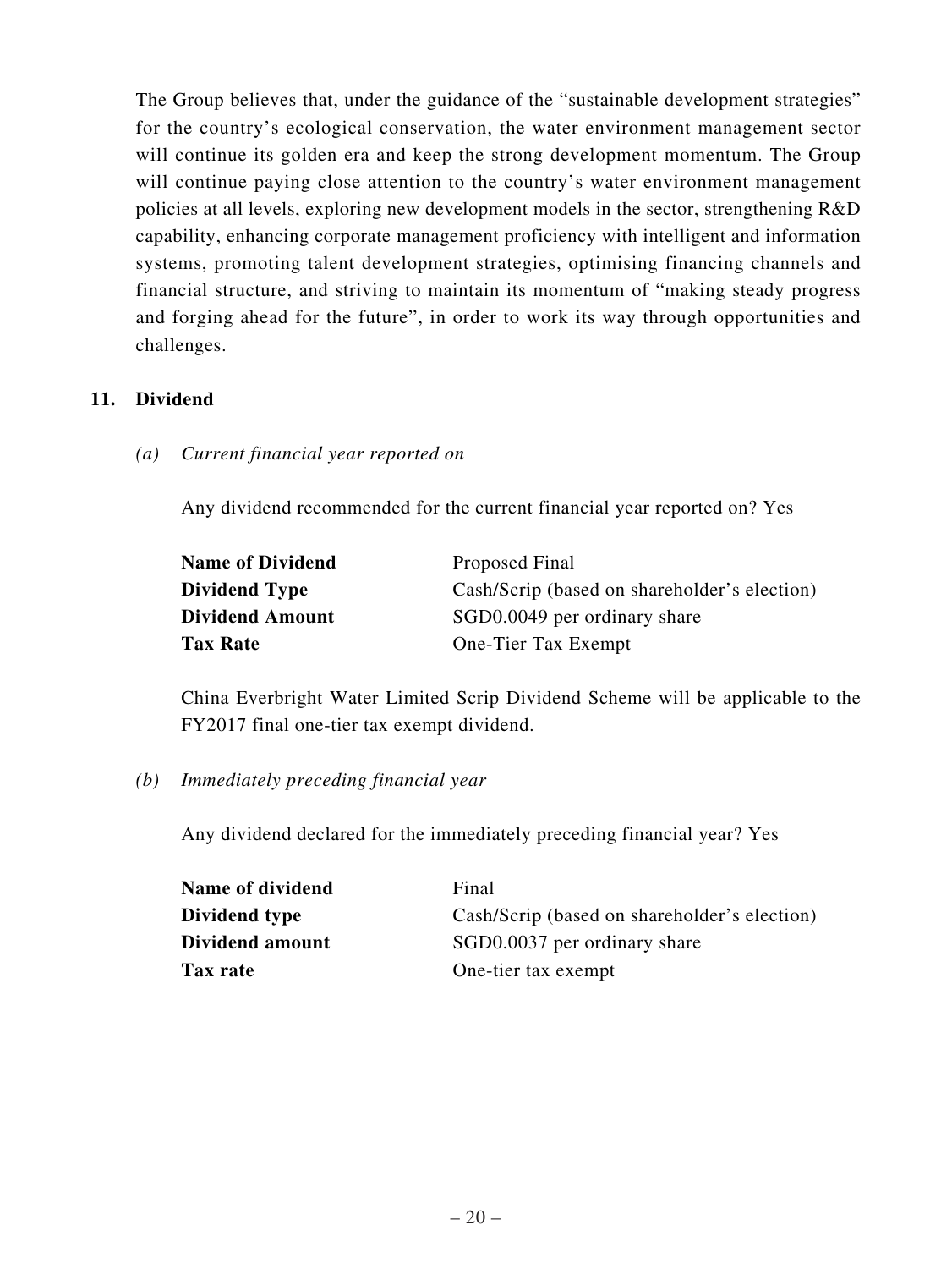The Group believes that, under the guidance of the "sustainable development strategies" for the country's ecological conservation, the water environment management sector will continue its golden era and keep the strong development momentum. The Group will continue paying close attention to the country's water environment management policies at all levels, exploring new development models in the sector, strengthening R&D capability, enhancing corporate management proficiency with intelligent and information systems, promoting talent development strategies, optimising financing channels and financial structure, and striving to maintain its momentum of "making steady progress and forging ahead for the future", in order to work its way through opportunities and challenges.

## 11. Dividend

### *(a) Current financial year reported on*

Any dividend recommended for the current financial year reported on? Yes

| | |
|---|---|
| **Name of Dividend** | Proposed Final |
| **Dividend Type** | Cash/Scrip (based on shareholder's election) |
| **Dividend Amount** | SGD0.0049 per ordinary share |
| **Tax Rate** | One-Tier Tax Exempt |

China Everbright Water Limited Scrip Dividend Scheme will be applicable to the FY2017 final one-tier tax exempt dividend.

### *(b) Immediately preceding financial year*

Any dividend declared for the immediately preceding financial year? Yes

| | |
|---|---|
| **Name of dividend** | Final |
| **Dividend type** | Cash/Scrip (based on shareholder's election) |
| **Dividend amount** | SGD0.0037 per ordinary share |
| **Tax rate** | One-tier tax exempt |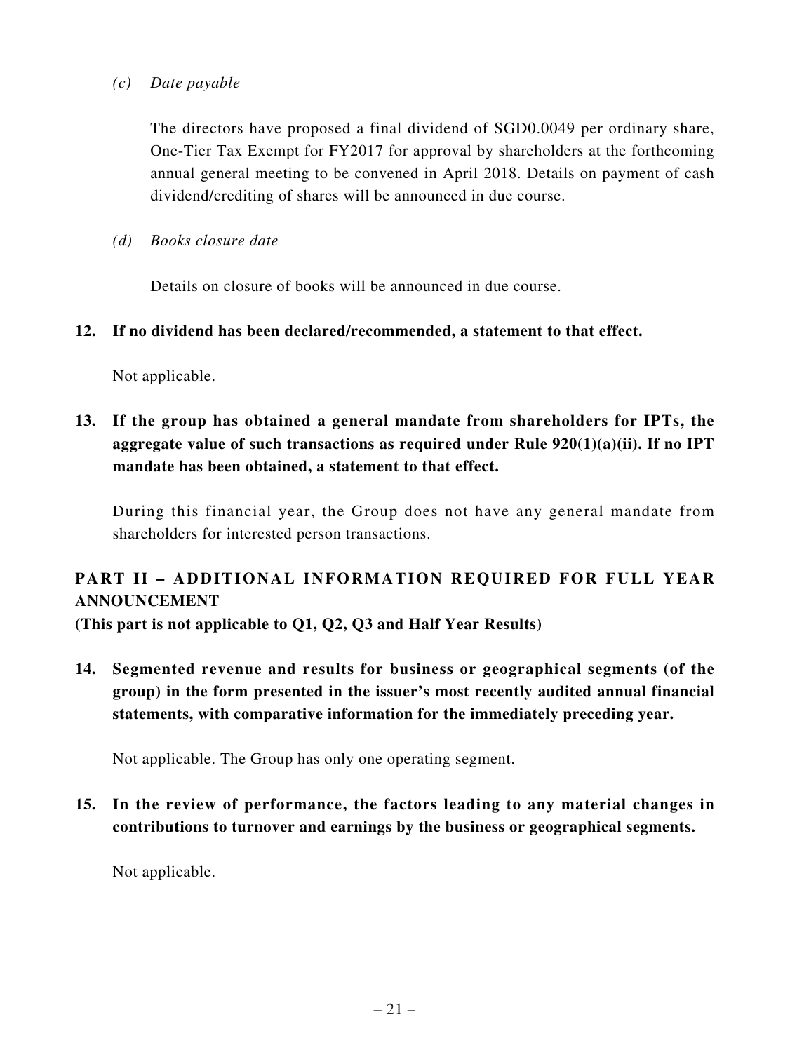*(c) Date payable*

The directors have proposed a final dividend of SGD0.0049 per ordinary share, One-Tier Tax Exempt for FY2017 for approval by shareholders at the forthcoming annual general meeting to be convened in April 2018. Details on payment of cash dividend/crediting of shares will be announced in due course.

*(d) Books closure date*

Details on closure of books will be announced in due course.

**12. If no dividend has been declared/recommended, a statement to that effect.**

Not applicable.

**13. If the group has obtained a general mandate from shareholders for IPTs, the aggregate value of such transactions as required under Rule 920(1)(a)(ii). If no IPT mandate has been obtained, a statement to that effect.**

During this financial year, the Group does not have any general mandate from shareholders for interested person transactions.

## PART II – ADDITIONAL INFORMATION REQUIRED FOR FULL YEAR ANNOUNCEMENT

**(This part is not applicable to Q1, Q2, Q3 and Half Year Results)**

**14. Segmented revenue and results for business or geographical segments (of the group) in the form presented in the issuer's most recently audited annual financial statements, with comparative information for the immediately preceding year.**

Not applicable. The Group has only one operating segment.

**15. In the review of performance, the factors leading to any material changes in contributions to turnover and earnings by the business or geographical segments.**

Not applicable.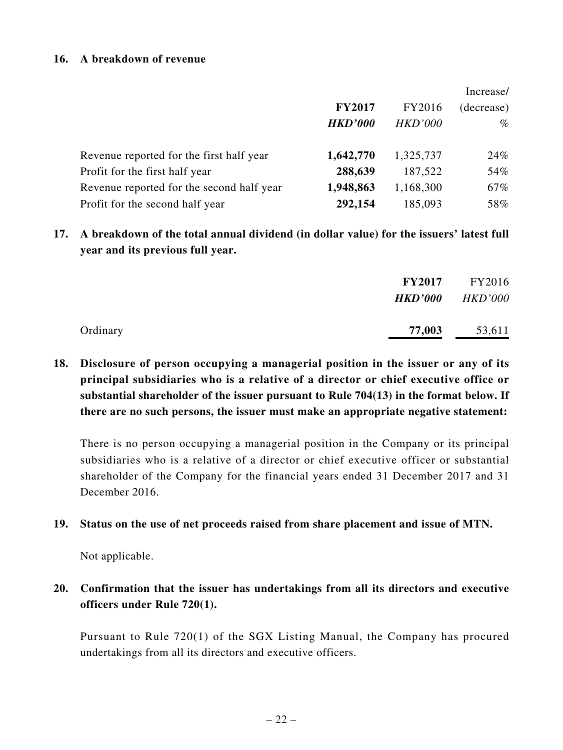**16. A breakdown of revenue**

| | **FY2017** | FY2016 | Increase/ (decrease) |
|---|---|---|---|
| | ***HKD'000*** | *HKD'000* | *%* |
| Revenue reported for the first half year | **1,642,770** | 1,325,737 | 24% |
| Profit for the first half year | **288,639** | 187,522 | 54% |
| Revenue reported for the second half year | **1,948,863** | 1,168,300 | 67% |
| Profit for the second half year | **292,154** | 185,093 | 58% |

**17. A breakdown of the total annual dividend (in dollar value) for the issuers' latest full year and its previous full year.**

| | **FY2017** | FY2016 |
|---|---|---|
| | ***HKD'000*** | *HKD'000* |
| Ordinary | **77,003** | 53,611 |

**18. Disclosure of person occupying a managerial position in the issuer or any of its principal subsidiaries who is a relative of a director or chief executive office or substantial shareholder of the issuer pursuant to Rule 704(13) in the format below. If there are no such persons, the issuer must make an appropriate negative statement:**

There is no person occupying a managerial position in the Company or its principal subsidiaries who is a relative of a director or chief executive officer or substantial shareholder of the Company for the financial years ended 31 December 2017 and 31 December 2016.

**19. Status on the use of net proceeds raised from share placement and issue of MTN.**

Not applicable.

**20. Confirmation that the issuer has undertakings from all its directors and executive officers under Rule 720(1).**

Pursuant to Rule 720(1) of the SGX Listing Manual, the Company has procured undertakings from all its directors and executive officers.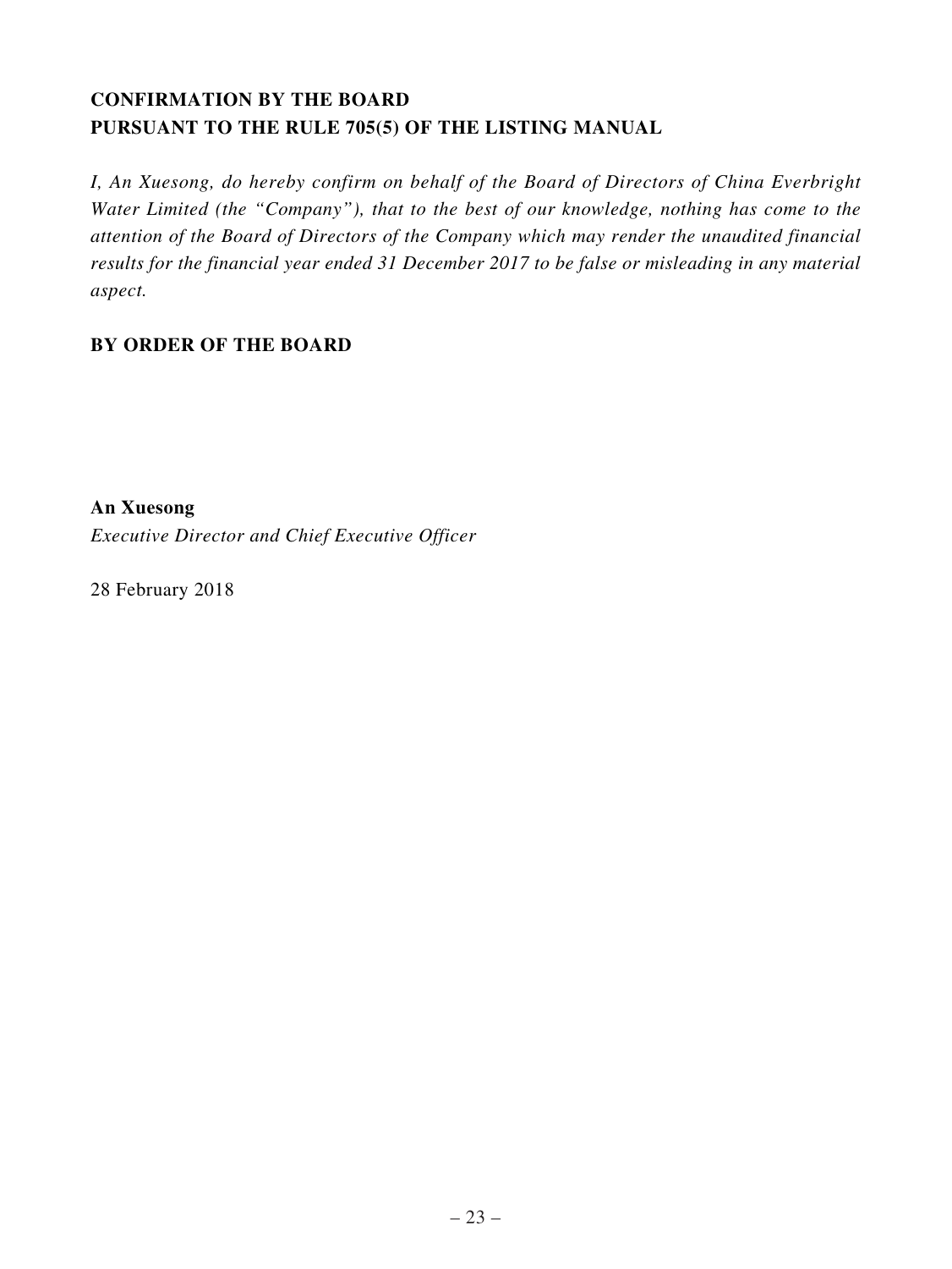## CONFIRMATION BY THE BOARD
## PURSUANT TO THE RULE 705(5) OF THE LISTING MANUAL

*I, An Xuesong, do hereby confirm on behalf of the Board of Directors of China Everbright Water Limited (the "Company"), that to the best of our knowledge, nothing has come to the attention of the Board of Directors of the Company which may render the unaudited financial results for the financial year ended 31 December 2017 to be false or misleading in any material aspect.*

**BY ORDER OF THE BOARD**

**An Xuesong**
*Executive Director and Chief Executive Officer*

28 February 2018